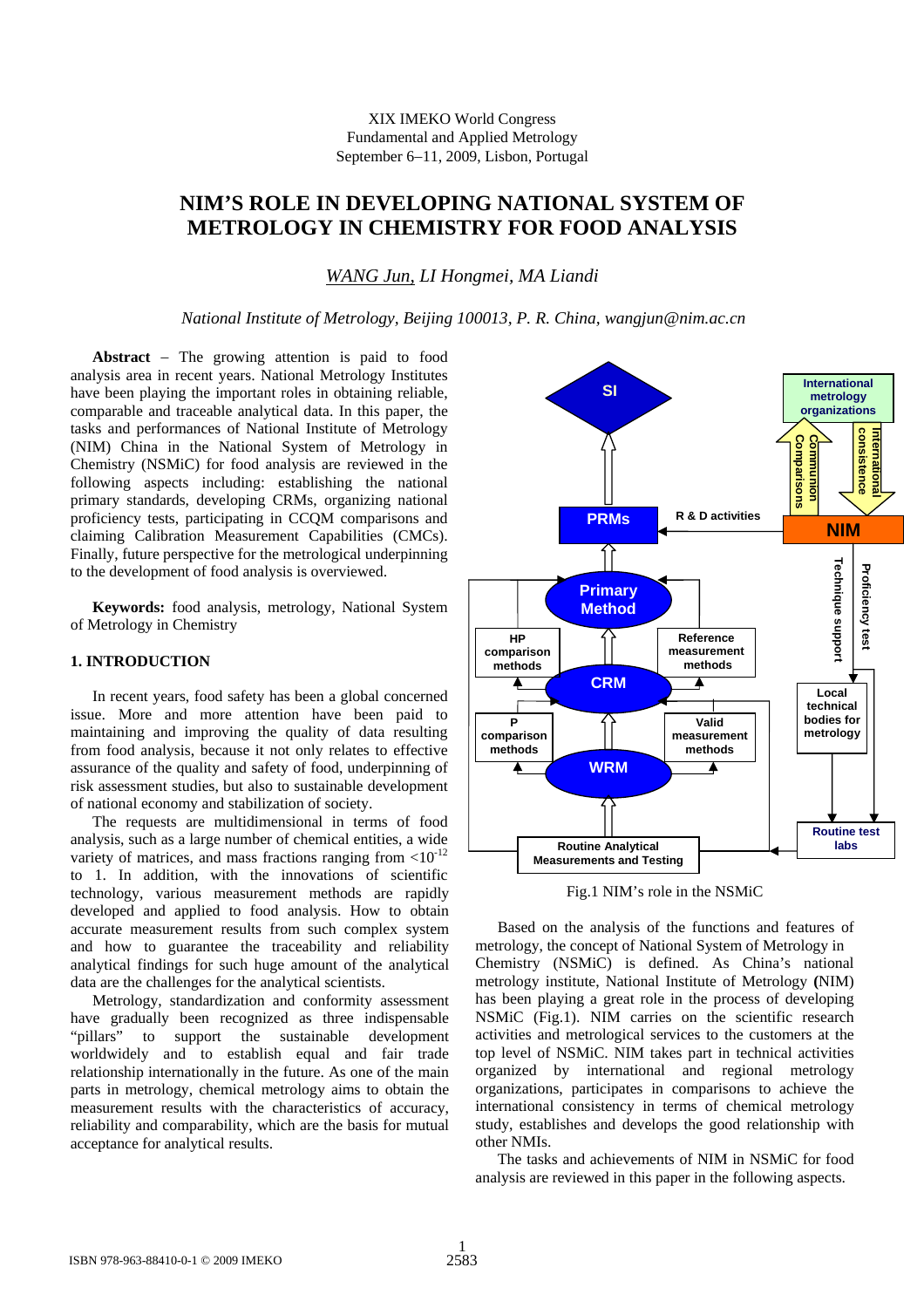XIX IMEKO World Congress
Fundamental and Applied Metrology
September 6–11, 2009, Lisbon, Portugal

# NIM'S ROLE IN DEVELOPING NATIONAL SYSTEM OF METROLOGY IN CHEMISTRY FOR FOOD ANALYSIS

*WANG Jun, LI Hongmei, MA Liandi*

*National Institute of Metrology, Beijing 100013, P. R. China, wangjun@nim.ac.cn*

**Abstract** – The growing attention is paid to food analysis area in recent years. National Metrology Institutes have been playing the important roles in obtaining reliable, comparable and traceable analytical data. In this paper, the tasks and performances of National Institute of Metrology (NIM) China in the National System of Metrology in Chemistry (NSMiC) for food analysis are reviewed in the following aspects including: establishing the national primary standards, developing CRMs, organizing national proficiency tests, participating in CCQM comparisons and claiming Calibration Measurement Capabilities (CMCs). Finally, future perspective for the metrological underpinning to the development of food analysis is overviewed.

**Keywords:** food analysis, metrology, National System of Metrology in Chemistry

## 1. INTRODUCTION

In recent years, food safety has been a global concerned issue. More and more attention have been paid to maintaining and improving the quality of data resulting from food analysis, because it not only relates to effective assurance of the quality and safety of food, underpinning of risk assessment studies, but also to sustainable development of national economy and stabilization of society.

The requests are multidimensional in terms of food analysis, such as a large number of chemical entities, a wide variety of matrices, and mass fractions ranging from $<10^{-12}$ to 1. In addition, with the innovations of scientific technology, various measurement methods are rapidly developed and applied to food analysis. How to obtain accurate measurement results from such complex system and how to guarantee the traceability and reliability analytical findings for such huge amount of the analytical data are the challenges for the analytical scientists.

Metrology, standardization and conformity assessment have gradually been recognized as three indispensable "pillars" to support the sustainable development worldwidely and to establish equal and fair trade relationship internationally in the future. As one of the main parts in metrology, chemical metrology aims to obtain the measurement results with the characteristics of accuracy, reliability and comparability, which are the basis for mutual acceptance for analytical results.

Fig.1 NIM's role in the NSMiC

Based on the analysis of the functions and features of metrology, the concept of National System of Metrology in Chemistry (NSMiC) is defined. As China's national metrology institute, National Institute of Metrology (NIM) has been playing a great role in the process of developing NSMiC (Fig.1). NIM carries on the scientific research activities and metrological services to the customers at the top level of NSMiC. NIM takes part in technical activities organized by international and regional metrology organizations, participates in comparisons to achieve the international consistency in terms of chemical metrology study, establishes and develops the good relationship with other NMIs.

The tasks and achievements of NIM in NSMiC for food analysis are reviewed in this paper in the following aspects.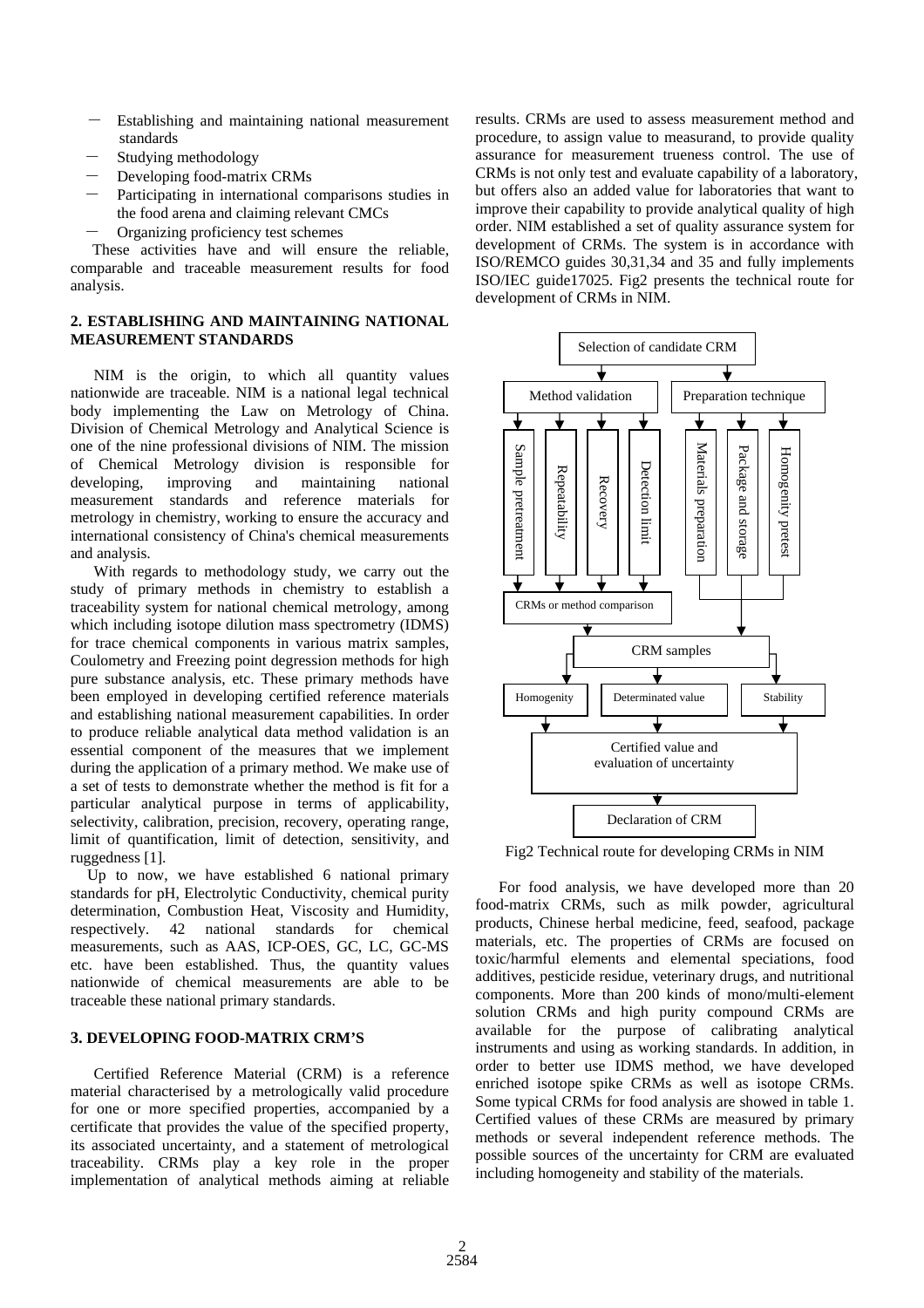- Establishing and maintaining national measurement standards
- Studying methodology
- Developing food-matrix CRMs
- Participating in international comparisons studies in the food arena and claiming relevant CMCs
- Organizing proficiency test schemes

These activities have and will ensure the reliable, comparable and traceable measurement results for food analysis.

## 2. ESTABLISHING AND MAINTAINING NATIONAL MEASUREMENT STANDARDS

NIM is the origin, to which all quantity values nationwide are traceable. NIM is a national legal technical body implementing the Law on Metrology of China. Division of Chemical Metrology and Analytical Science is one of the nine professional divisions of NIM. The mission of Chemical Metrology division is responsible for developing, improving and maintaining national measurement standards and reference materials for metrology in chemistry, working to ensure the accuracy and international consistency of China's chemical measurements and analysis.

With regards to methodology study, we carry out the study of primary methods in chemistry to establish a traceability system for national chemical metrology, among which including isotope dilution mass spectrometry (IDMS) for trace chemical components in various matrix samples, Coulometry and Freezing point degression methods for high pure substance analysis, etc. These primary methods have been employed in developing certified reference materials and establishing national measurement capabilities. In order to produce reliable analytical data method validation is an essential component of the measures that we implement during the application of a primary method. We make use of a set of tests to demonstrate whether the method is fit for a particular analytical purpose in terms of applicability, selectivity, calibration, precision, recovery, operating range, limit of quantification, limit of detection, sensitivity, and ruggedness [1].

Up to now, we have established 6 national primary standards for pH, Electrolytic Conductivity, chemical purity determination, Combustion Heat, Viscosity and Humidity, respectively. 42 national standards for chemical measurements, such as AAS, ICP-OES, GC, LC, GC-MS etc. have been established. Thus, the quantity values nationwide of chemical measurements are able to be traceable these national primary standards.

## 3. DEVELOPING FOOD-MATRIX CRM'S

Certified Reference Material (CRM) is a reference material characterised by a metrologically valid procedure for one or more specified properties, accompanied by a certificate that provides the value of the specified property, its associated uncertainty, and a statement of metrological traceability. CRMs play a key role in the proper implementation of analytical methods aiming at reliable results. CRMs are used to assess measurement method and procedure, to assign value to measurand, to provide quality assurance for measurement trueness control. The use of CRMs is not only test and evaluate capability of a laboratory, but offers also an added value for laboratories that want to improve their capability to provide analytical quality of high order. NIM established a set of quality assurance system for development of CRMs. The system is in accordance with ISO/REMCO guides 30,31,34 and 35 and fully implements ISO/IEC guide17025. Fig2 presents the technical route for development of CRMs in NIM.

```
Selection of candidate CRM
├── Method validation
│   ├── Sample pretreatment
│   ├── Repeatability
│   ├── Recovery
│   └── Detection limit
│   → CRMs or method comparison
└── Preparation technique
    ├── Materials preparation
    ├── Package and storage
    └── Homogenity pretest
→ CRM samples
    ├── Homogenity
    ├── Determinated value
    └── Stability
→ Certified value and evaluation of uncertainty
→ Declaration of CRM
```

Fig2 Technical route for developing CRMs in NIM

For food analysis, we have developed more than 20 food-matrix CRMs, such as milk powder, agricultural products, Chinese herbal medicine, feed, seafood, package materials, etc. The properties of CRMs are focused on toxic/harmful elements and elemental speciations, food additives, pesticide residue, veterinary drugs, and nutritional components. More than 200 kinds of mono/multi-element solution CRMs and high purity compound CRMs are available for the purpose of calibrating analytical instruments and using as working standards. In addition, in order to better use IDMS method, we have developed enriched isotope spike CRMs as well as isotope CRMs. Some typical CRMs for food analysis are showed in table 1. Certified values of these CRMs are measured by primary methods or several independent reference methods. The possible sources of the uncertainty for CRM are evaluated including homogeneity and stability of the materials.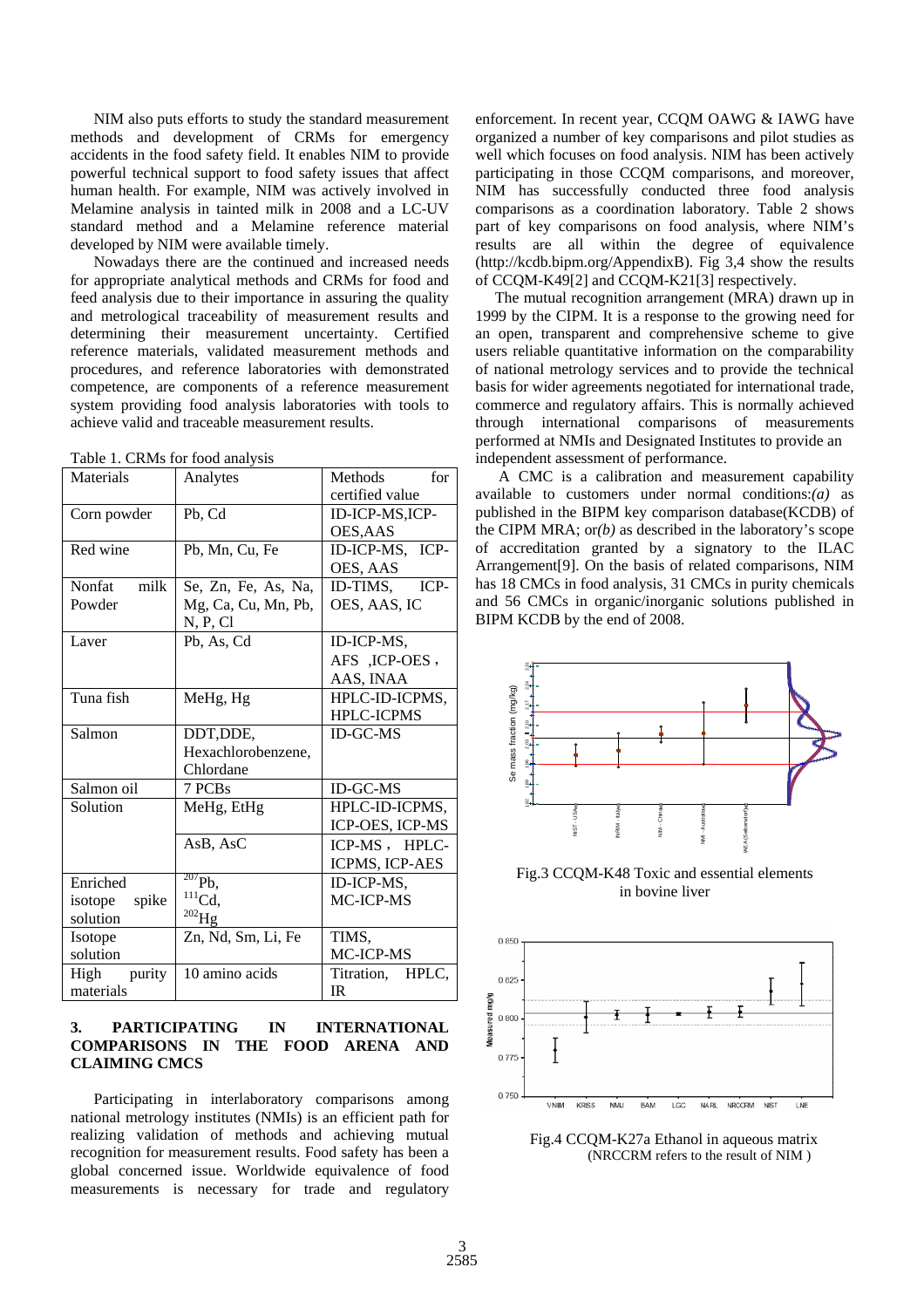NIM also puts efforts to study the standard measurement methods and development of CRMs for emergency accidents in the food safety field. It enables NIM to provide powerful technical support to food safety issues that affect human health. For example, NIM was actively involved in Melamine analysis in tainted milk in 2008 and a LC-UV standard method and a Melamine reference material developed by NIM were available timely.

Nowadays there are the continued and increased needs for appropriate analytical methods and CRMs for food and feed analysis due to their importance in assuring the quality and metrological traceability of measurement results and determining their measurement uncertainty. Certified reference materials, validated measurement methods and procedures, and reference laboratories with demonstrated competence, are components of a reference measurement system providing food analysis laboratories with tools to achieve valid and traceable measurement results.

Table 1. CRMs for food analysis

| Materials | Analytes | Methods for certified value |
|---|---|---|
| Corn powder | Pb, Cd | ID-ICP-MS,ICP-OES,AAS |
| Red wine | Pb, Mn, Cu, Fe | ID-ICP-MS, ICP-OES, AAS |
| Nonfat milk Powder | Se, Zn, Fe, As, Na, Mg, Ca, Cu, Mn, Pb, N, P, Cl | ID-TIMS, ICP-OES, AAS, IC |
| Laver | Pb, As, Cd | ID-ICP-MS, AFS ,ICP-OES，AAS, INAA |
| Tuna fish | MeHg, Hg | HPLC-ID-ICPMS, HPLC-ICPMS |
| Salmon | DDT,DDE, Hexachlorobenzene, Chlordane | ID-GC-MS |
| Salmon oil | 7 PCBs | ID-GC-MS |
| Solution | MeHg, EtHg | HPLC-ID-ICPMS, ICP-OES, ICP-MS |
| | AsB, AsC | ICP-MS，HPLC-ICPMS, ICP-AES |
| Enriched isotope spike solution | $^{207}$Pb, $^{111}$Cd, $^{202}$Hg | ID-ICP-MS, MC-ICP-MS |
| Isotope solution | Zn, Nd, Sm, Li, Fe | TIMS, MC-ICP-MS |
| High purity materials | 10 amino acids | Titration, HPLC, IR |

## 3. PARTICIPATING IN INTERNATIONAL COMPARISONS IN THE FOOD ARENA AND CLAIMING CMCS

Participating in interlaboratory comparisons among national metrology institutes (NMIs) is an efficient path for realizing validation of methods and achieving mutual recognition for measurement results. Food safety has been a global concerned issue. Worldwide equivalence of food measurements is necessary for trade and regulatory enforcement. In recent year, CCQM OAWG & IAWG have organized a number of key comparisons and pilot studies as well which focuses on food analysis. NIM has been actively participating in those CCQM comparisons, and moreover, NIM has successfully conducted three food analysis comparisons as a coordination laboratory. Table 2 shows part of key comparisons on food analysis, where NIM's results are all within the degree of equivalence (http://kcdb.bipm.org/AppendixB). Fig 3,4 show the results of CCQM-K49[2] and CCQM-K21[3] respectively.

The mutual recognition arrangement (MRA) drawn up in 1999 by the CIPM. It is a response to the growing need for an open, transparent and comprehensive scheme to give users reliable quantitative information on the comparability of national metrology services and to provide the technical basis for wider agreements negotiated for international trade, commerce and regulatory affairs. This is normally achieved through international comparisons of measurements performed at NMIs and Designated Institutes to provide an independent assessment of performance.

A CMC is a calibration and measurement capability available to customers under normal conditions:*(a)* as published in the BIPM key comparison database(KCDB) of the CIPM MRA; or*(b)* as described in the laboratory's scope of accreditation granted by a signatory to the ILAC Arrangement[9]. On the basis of related comparisons, NIM has 18 CMCs in food analysis, 31 CMCs in purity chemicals and 56 CMCs in organic/inorganic solutions published in BIPM KCDB by the end of 2008.

Fig.3 CCQM-K48 Toxic and essential elements in bovine liver

Fig.4 CCQM-K27a Ethanol in aqueous matrix (NRCCRM refers to the result of NIM )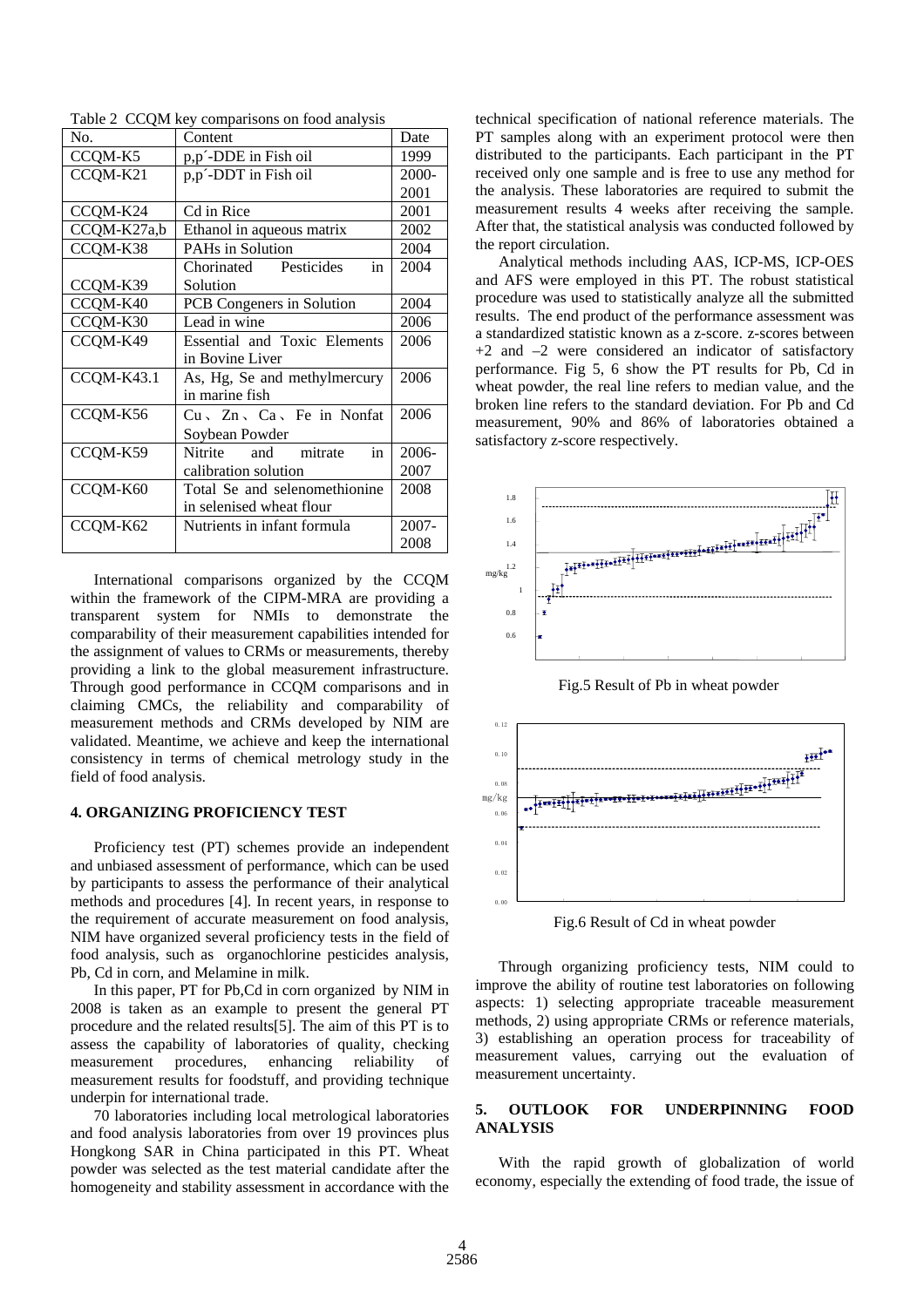Table 2 CCQM key comparisons on food analysis

| No. | Content | Date |
|---|---|---|
| CCQM-K5 | p,p´-DDE in Fish oil | 1999 |
| CCQM-K21 | p,p´-DDT in Fish oil | 2000-2001 |
| CCQM-K24 | Cd in Rice | 2001 |
| CCQM-K27a,b | Ethanol in aqueous matrix | 2002 |
| CCQM-K38 | PAHs in Solution | 2004 |
| CCQM-K39 | Chorinated Pesticides in Solution | 2004 |
| CCQM-K40 | PCB Congeners in Solution | 2004 |
| CCQM-K30 | Lead in wine | 2006 |
| CCQM-K49 | Essential and Toxic Elements in Bovine Liver | 2006 |
| CCQM-K43.1 | As, Hg, Se and methylmercury in marine fish | 2006 |
| CCQM-K56 | Cu、Zn、Ca、Fe in Nonfat Soybean Powder | 2006 |
| CCQM-K59 | Nitrite and mitrate in calibration solution | 2006-2007 |
| CCQM-K60 | Total Se and selenomethionine in selenised wheat flour | 2008 |
| CCQM-K62 | Nutrients in infant formula | 2007-2008 |

International comparisons organized by the CCQM within the framework of the CIPM-MRA are providing a transparent system for NMIs to demonstrate the comparability of their measurement capabilities intended for the assignment of values to CRMs or measurements, thereby providing a link to the global measurement infrastructure. Through good performance in CCQM comparisons and in claiming CMCs, the reliability and comparability of measurement methods and CRMs developed by NIM are validated. Meantime, we achieve and keep the international consistency in terms of chemical metrology study in the field of food analysis.

## 4. ORGANIZING PROFICIENCY TEST

Proficiency test (PT) schemes provide an independent and unbiased assessment of performance, which can be used by participants to assess the performance of their analytical methods and procedures [4]. In recent years, in response to the requirement of accurate measurement on food analysis, NIM have organized several proficiency tests in the field of food analysis, such as organochlorine pesticides analysis, Pb, Cd in corn, and Melamine in milk.

In this paper, PT for Pb,Cd in corn organized by NIM in 2008 is taken as an example to present the general PT procedure and the related results[5]. The aim of this PT is to assess the capability of laboratories of quality, checking measurement procedures, enhancing reliability of measurement results for foodstuff, and providing technique underpin for international trade.

70 laboratories including local metrological laboratories and food analysis laboratories from over 19 provinces plus Hongkong SAR in China participated in this PT. Wheat powder was selected as the test material candidate after the homogeneity and stability assessment in accordance with the technical specification of national reference materials. The PT samples along with an experiment protocol were then distributed to the participants. Each participant in the PT received only one sample and is free to use any method for the analysis. These laboratories are required to submit the measurement results 4 weeks after receiving the sample. After that, the statistical analysis was conducted followed by the report circulation.

Analytical methods including AAS, ICP-MS, ICP-OES and AFS were employed in this PT. The robust statistical procedure was used to statistically analyze all the submitted results. The end product of the performance assessment was a standardized statistic known as a z-score. z-scores between +2 and –2 were considered an indicator of satisfactory performance. Fig 5, 6 show the PT results for Pb, Cd in wheat powder, the real line refers to median value, and the broken line refers to the standard deviation. For Pb and Cd measurement, 90% and 86% of laboratories obtained a satisfactory z-score respectively.

Fig.5 Result of Pb in wheat powder

Fig.6 Result of Cd in wheat powder

Through organizing proficiency tests, NIM could to improve the ability of routine test laboratories on following aspects: 1) selecting appropriate traceable measurement methods, 2) using appropriate CRMs or reference materials, 3) establishing an operation process for traceability of measurement values, carrying out the evaluation of measurement uncertainty.

## 5. OUTLOOK FOR UNDERPINNING FOOD ANALYSIS

With the rapid growth of globalization of world economy, especially the extending of food trade, the issue of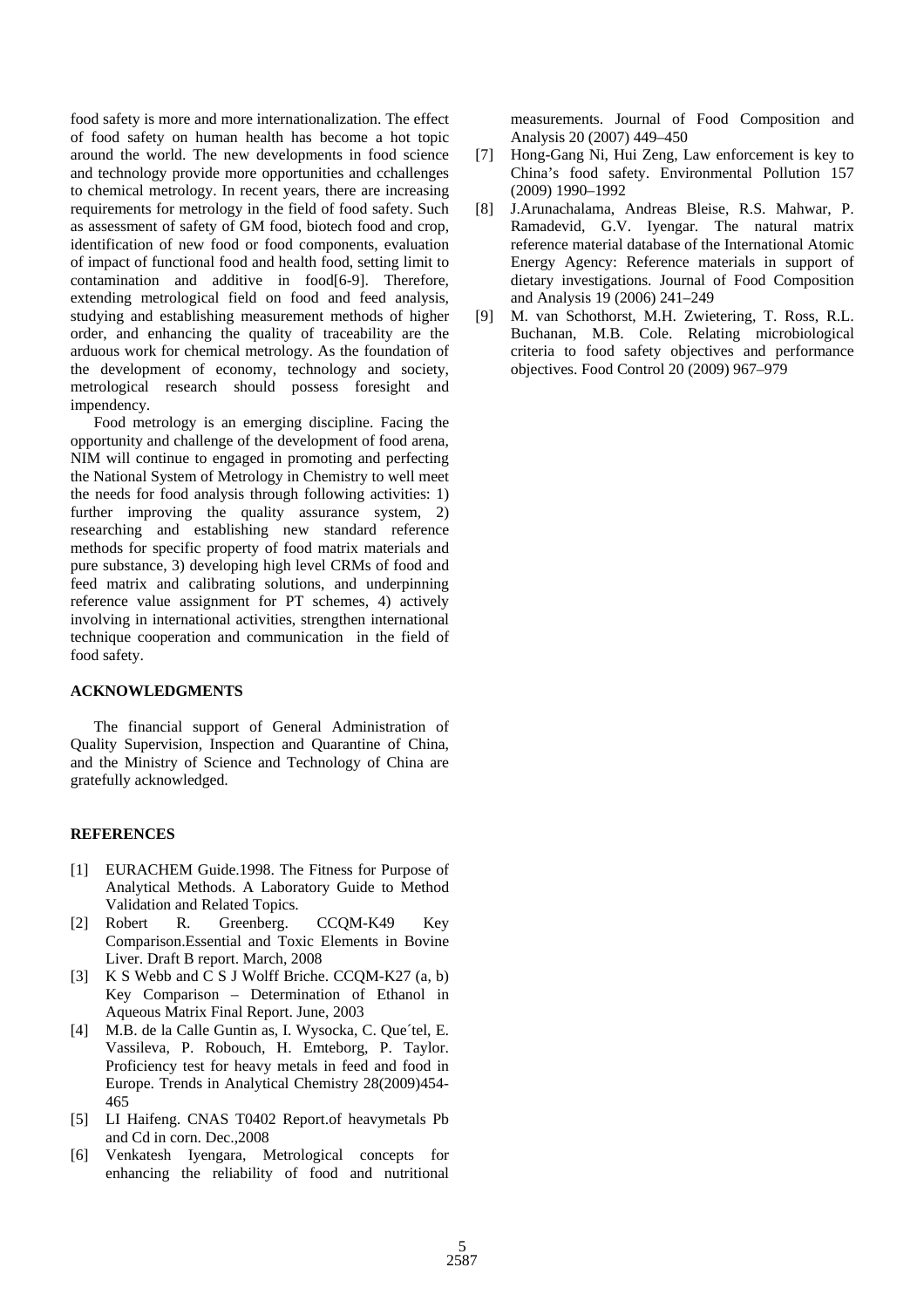food safety is more and more internationalization. The effect of food safety on human health has become a hot topic around the world. The new developments in food science and technology provide more opportunities and cchallenges to chemical metrology. In recent years, there are increasing requirements for metrology in the field of food safety. Such as assessment of safety of GM food, biotech food and crop, identification of new food or food components, evaluation of impact of functional food and health food, setting limit to contamination and additive in food[6-9]. Therefore, extending metrological field on food and feed analysis, studying and establishing measurement methods of higher order, and enhancing the quality of traceability are the arduous work for chemical metrology. As the foundation of the development of economy, technology and society, metrological research should possess foresight and impendency.

Food metrology is an emerging discipline. Facing the opportunity and challenge of the development of food arena, NIM will continue to engaged in promoting and perfecting the National System of Metrology in Chemistry to well meet the needs for food analysis through following activities: 1) further improving the quality assurance system, 2) researching and establishing new standard reference methods for specific property of food matrix materials and pure substance, 3) developing high level CRMs of food and feed matrix and calibrating solutions, and underpinning reference value assignment for PT schemes, 4) actively involving in international activities, strengthen international technique cooperation and communication in the field of food safety.

## ACKNOWLEDGMENTS

The financial support of General Administration of Quality Supervision, Inspection and Quarantine of China, and the Ministry of Science and Technology of China are gratefully acknowledged.

## REFERENCES

[1] EURACHEM Guide.1998. The Fitness for Purpose of Analytical Methods. A Laboratory Guide to Method Validation and Related Topics.

[2] Robert R. Greenberg. CCQM-K49 Key Comparison.Essential and Toxic Elements in Bovine Liver. Draft B report. March, 2008

[3] K S Webb and C S J Wolff Briche. CCQM-K27 (a, b) Key Comparison – Determination of Ethanol in Aqueous Matrix Final Report. June, 2003

[4] M.B. de la Calle Guntin as, I. Wysocka, C. Que´tel, E. Vassileva, P. Robouch, H. Emteborg, P. Taylor. Proficiency test for heavy metals in feed and food in Europe. Trends in Analytical Chemistry 28(2009)454-465

[5] LI Haifeng. CNAS T0402 Report.of heavymetals Pb and Cd in corn. Dec.,2008

[6] Venkatesh Iyengara, Metrological concepts for enhancing the reliability of food and nutritional measurements. Journal of Food Composition and Analysis 20 (2007) 449–450

[7] Hong-Gang Ni, Hui Zeng, Law enforcement is key to China's food safety. Environmental Pollution 157 (2009) 1990–1992

[8] J.Arunachalama, Andreas Bleise, R.S. Mahwar, P. Ramadevid, G.V. Iyengar. The natural matrix reference material database of the International Atomic Energy Agency: Reference materials in support of dietary investigations. Journal of Food Composition and Analysis 19 (2006) 241–249

[9] M. van Schothorst, M.H. Zwietering, T. Ross, R.L. Buchanan, M.B. Cole. Relating microbiological criteria to food safety objectives and performance objectives. Food Control 20 (2009) 967–979